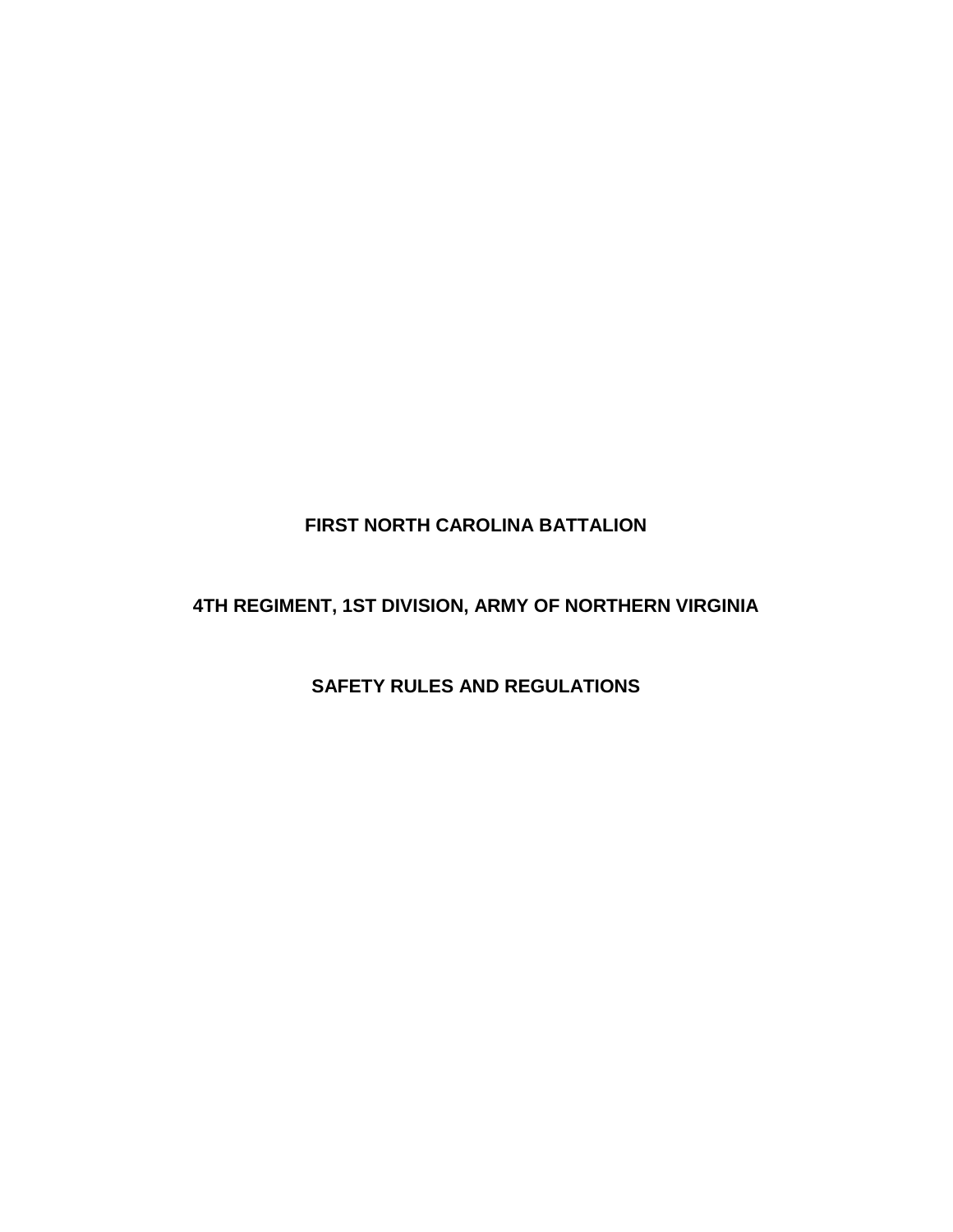# FIRST NORTH CAROLINA BATTALION

## 4TH REGIMENT, 1ST DIVISION, ARMY OF NORTHERN VIRGINIA

## SAFETY RULES AND REGULATIONS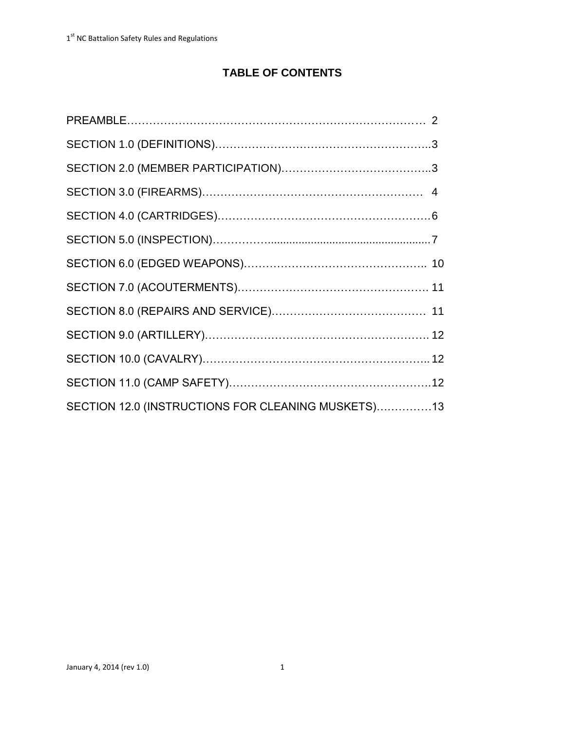# TABLE OF CONTENTS

PREAMBLE………………………………………………………………………… 2

SECTION 1.0 (DEFINITIONS)………………………………………………...3

SECTION 2.0 (MEMBER PARTICIPATION)…………………………………..3

SECTION 3.0 (FIREARMS)…………………………………………………… 4

SECTION 4.0 (CARTRIDGES)……………………………………………….6

SECTION 5.0 (INSPECTION)……………......................................................7

SECTION 6.0 (EDGED WEAPONS)………………………………………….. 10

SECTION 7.0 (ACOUTERMENTS)……………………………………………. 11

SECTION 8.0 (REPAIRS AND SERVICE)…………………………………… 11

SECTION 9.0 (ARTILLERY)……………………………………………………. 12

SECTION 10.0 (CAVALRY)……………………………………………………... 12

SECTION 11.0 (CAMP SAFETY)………………………………………………..12

SECTION 12.0 (INSTRUCTIONS FOR CLEANING MUSKETS)……………13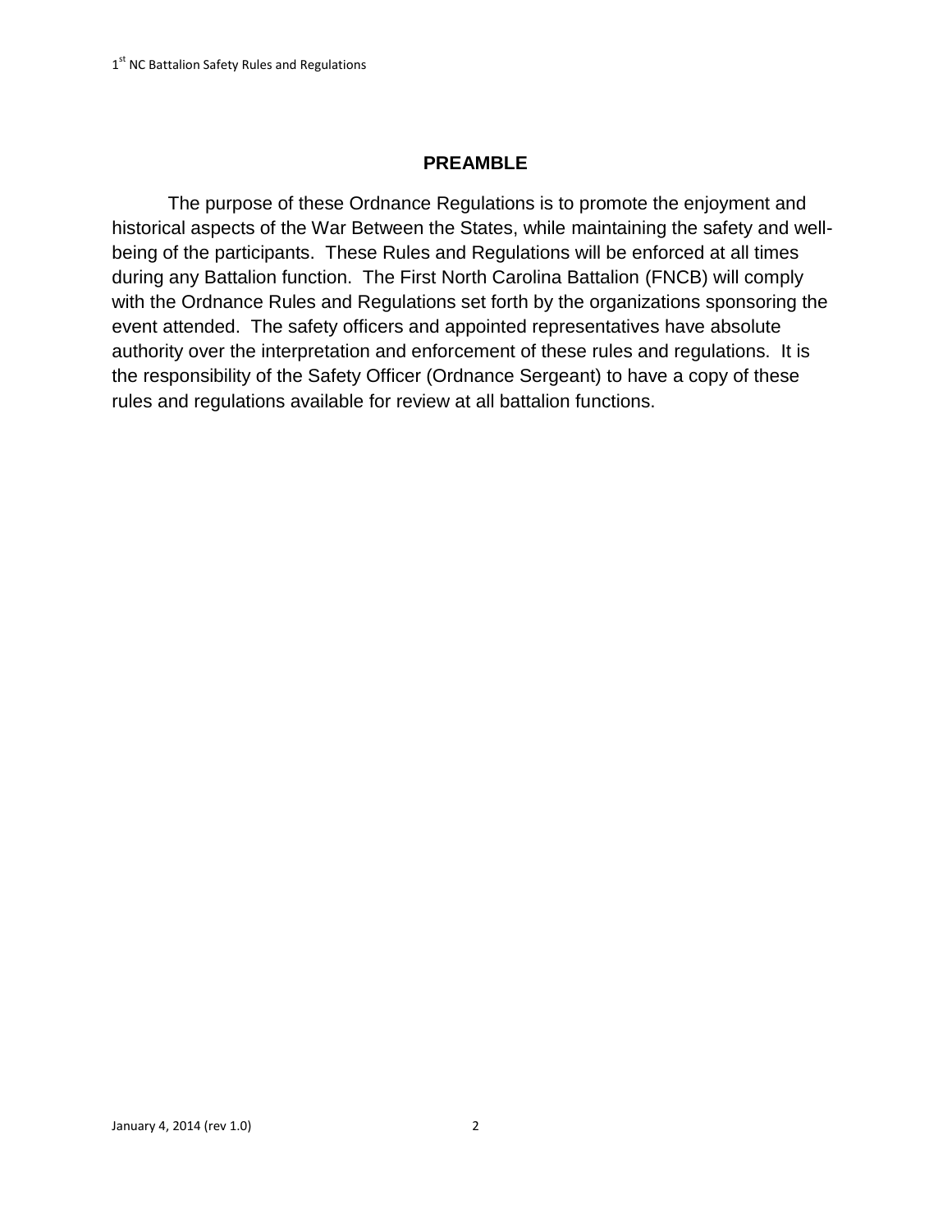## PREAMBLE

The purpose of these Ordnance Regulations is to promote the enjoyment and historical aspects of the War Between the States, while maintaining the safety and well-being of the participants. These Rules and Regulations will be enforced at all times during any Battalion function. The First North Carolina Battalion (FNCB) will comply with the Ordnance Rules and Regulations set forth by the organizations sponsoring the event attended. The safety officers and appointed representatives have absolute authority over the interpretation and enforcement of these rules and regulations. It is the responsibility of the Safety Officer (Ordnance Sergeant) to have a copy of these rules and regulations available for review at all battalion functions.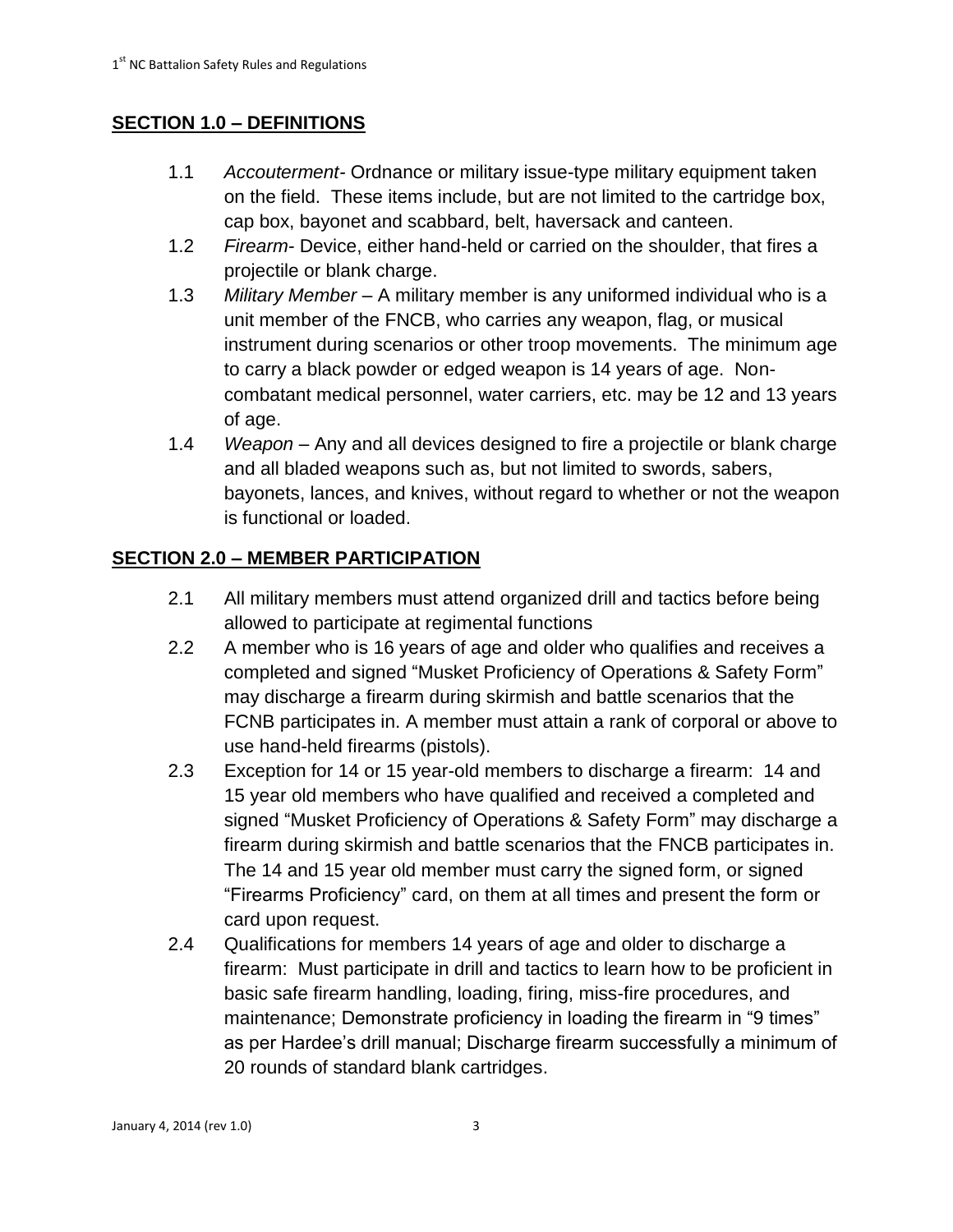## SECTION 1.0 – DEFINITIONS

1.1 *Accouterment*- Ordnance or military issue-type military equipment taken on the field. These items include, but are not limited to the cartridge box, cap box, bayonet and scabbard, belt, haversack and canteen.

1.2 *Firearm*- Device, either hand-held or carried on the shoulder, that fires a projectile or blank charge.

1.3 *Military Member* – A military member is any uniformed individual who is a unit member of the FNCB, who carries any weapon, flag, or musical instrument during scenarios or other troop movements. The minimum age to carry a black powder or edged weapon is 14 years of age. Non-combatant medical personnel, water carriers, etc. may be 12 and 13 years of age.

1.4 *Weapon* – Any and all devices designed to fire a projectile or blank charge and all bladed weapons such as, but not limited to swords, sabers, bayonets, lances, and knives, without regard to whether or not the weapon is functional or loaded.

## SECTION 2.0 – MEMBER PARTICIPATION

2.1 All military members must attend organized drill and tactics before being allowed to participate at regimental functions

2.2 A member who is 16 years of age and older who qualifies and receives a completed and signed "Musket Proficiency of Operations & Safety Form" may discharge a firearm during skirmish and battle scenarios that the FCNB participates in. A member must attain a rank of corporal or above to use hand-held firearms (pistols).

2.3 Exception for 14 or 15 year-old members to discharge a firearm: 14 and 15 year old members who have qualified and received a completed and signed "Musket Proficiency of Operations & Safety Form" may discharge a firearm during skirmish and battle scenarios that the FNCB participates in. The 14 and 15 year old member must carry the signed form, or signed "Firearms Proficiency" card, on them at all times and present the form or card upon request.

2.4 Qualifications for members 14 years of age and older to discharge a firearm: Must participate in drill and tactics to learn how to be proficient in basic safe firearm handling, loading, firing, miss-fire procedures, and maintenance; Demonstrate proficiency in loading the firearm in "9 times" as per Hardee's drill manual; Discharge firearm successfully a minimum of 20 rounds of standard blank cartridges.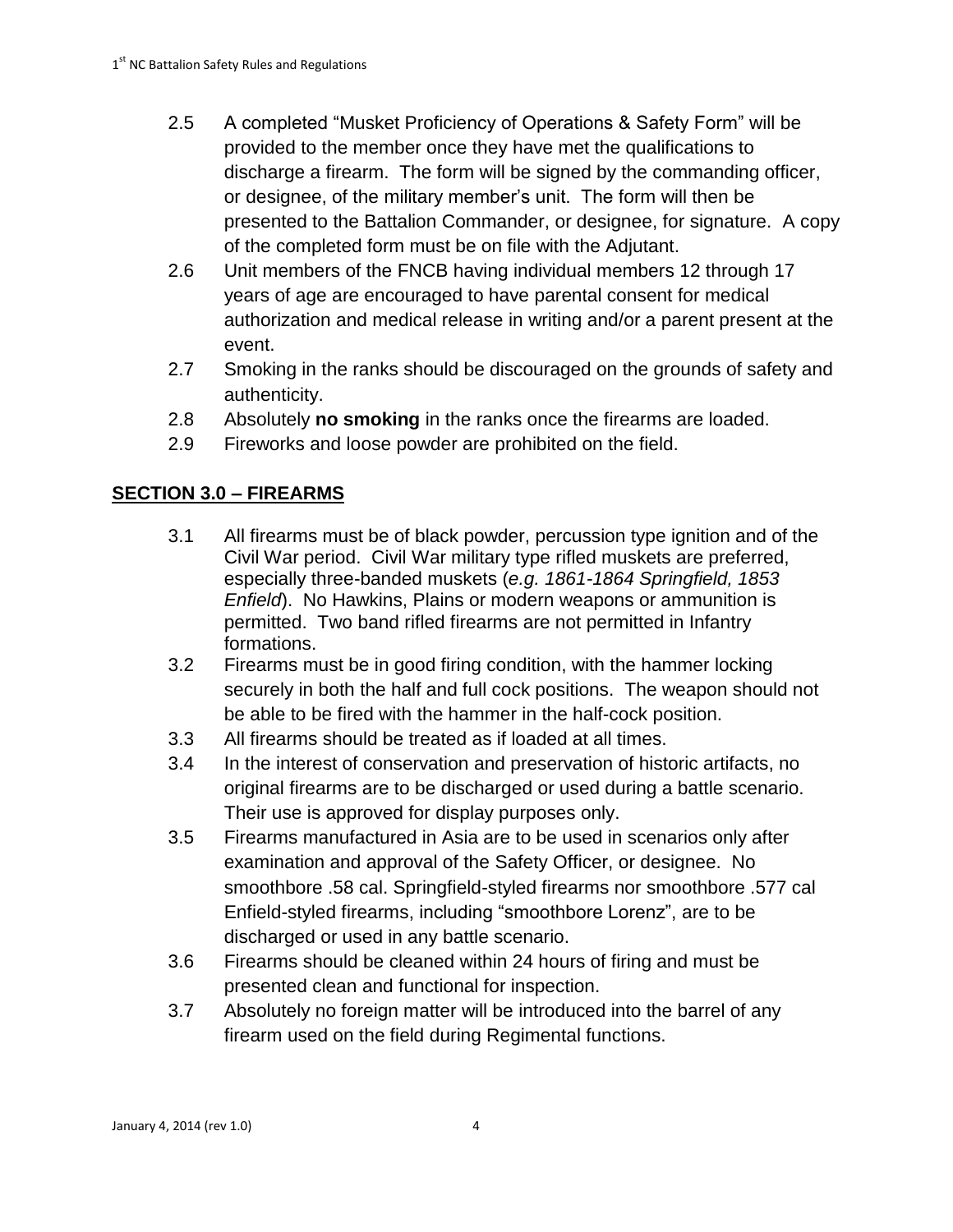2.5 A completed "Musket Proficiency of Operations & Safety Form" will be provided to the member once they have met the qualifications to discharge a firearm. The form will be signed by the commanding officer, or designee, of the military member's unit. The form will then be presented to the Battalion Commander, or designee, for signature. A copy of the completed form must be on file with the Adjutant.

2.6 Unit members of the FNCB having individual members 12 through 17 years of age are encouraged to have parental consent for medical authorization and medical release in writing and/or a parent present at the event.

2.7 Smoking in the ranks should be discouraged on the grounds of safety and authenticity.

2.8 Absolutely **no smoking** in the ranks once the firearms are loaded.

2.9 Fireworks and loose powder are prohibited on the field.

## SECTION 3.0 – FIREARMS

3.1 All firearms must be of black powder, percussion type ignition and of the Civil War period. Civil War military type rifled muskets are preferred, especially three-banded muskets (*e.g. 1861-1864 Springfield, 1853 Enfield*). No Hawkins, Plains or modern weapons or ammunition is permitted. Two band rifled firearms are not permitted in Infantry formations.

3.2 Firearms must be in good firing condition, with the hammer locking securely in both the half and full cock positions. The weapon should not be able to be fired with the hammer in the half-cock position.

3.3 All firearms should be treated as if loaded at all times.

3.4 In the interest of conservation and preservation of historic artifacts, no original firearms are to be discharged or used during a battle scenario. Their use is approved for display purposes only.

3.5 Firearms manufactured in Asia are to be used in scenarios only after examination and approval of the Safety Officer, or designee. No smoothbore .58 cal. Springfield-styled firearms nor smoothbore .577 cal Enfield-styled firearms, including "smoothbore Lorenz", are to be discharged or used in any battle scenario.

3.6 Firearms should be cleaned within 24 hours of firing and must be presented clean and functional for inspection.

3.7 Absolutely no foreign matter will be introduced into the barrel of any firearm used on the field during Regimental functions.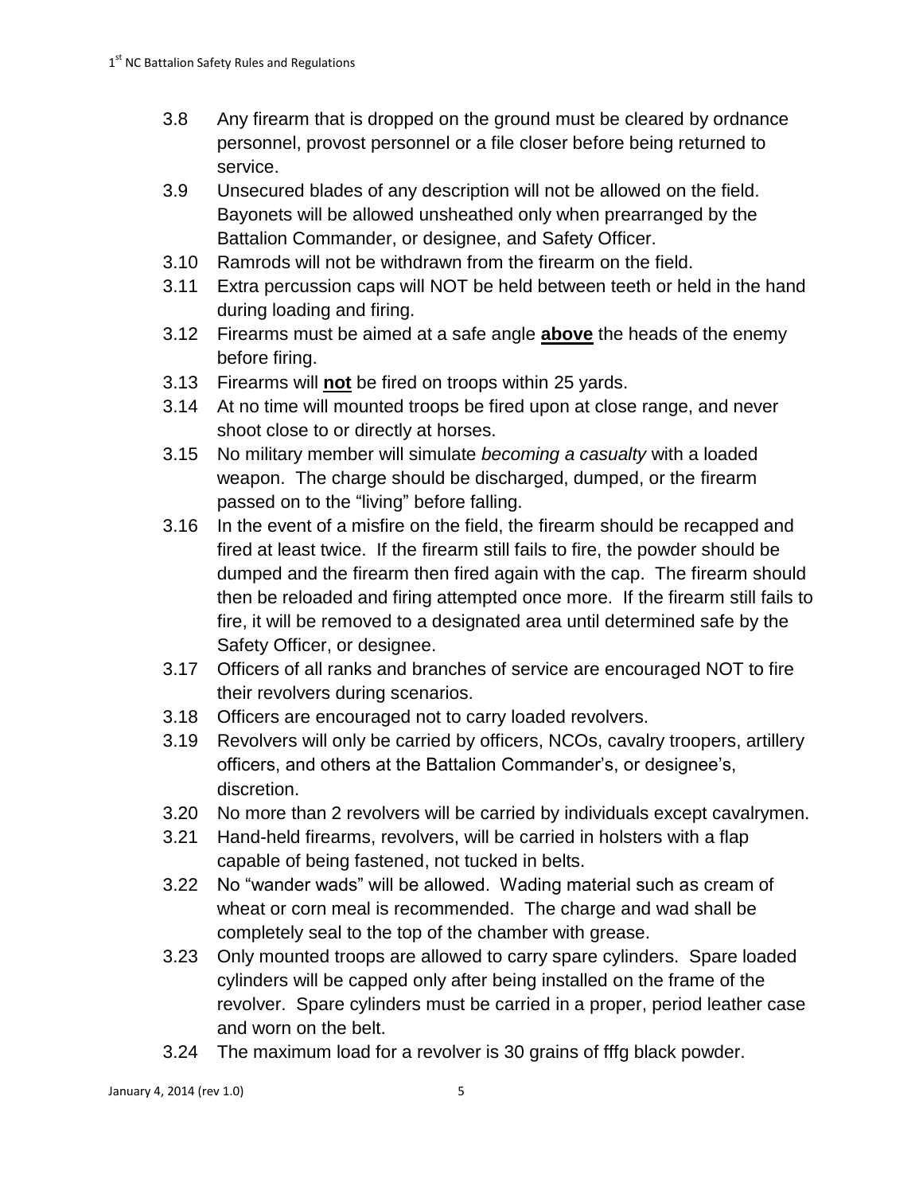3.8 Any firearm that is dropped on the ground must be cleared by ordnance personnel, provost personnel or a file closer before being returned to service.

3.9 Unsecured blades of any description will not be allowed on the field. Bayonets will be allowed unsheathed only when prearranged by the Battalion Commander, or designee, and Safety Officer.

3.10 Ramrods will not be withdrawn from the firearm on the field.

3.11 Extra percussion caps will NOT be held between teeth or held in the hand during loading and firing.

3.12 Firearms must be aimed at a safe angle **above** the heads of the enemy before firing.

3.13 Firearms will **not** be fired on troops within 25 yards.

3.14 At no time will mounted troops be fired upon at close range, and never shoot close to or directly at horses.

3.15 No military member will simulate *becoming a casualty* with a loaded weapon. The charge should be discharged, dumped, or the firearm passed on to the "living" before falling.

3.16 In the event of a misfire on the field, the firearm should be recapped and fired at least twice. If the firearm still fails to fire, the powder should be dumped and the firearm then fired again with the cap. The firearm should then be reloaded and firing attempted once more. If the firearm still fails to fire, it will be removed to a designated area until determined safe by the Safety Officer, or designee.

3.17 Officers of all ranks and branches of service are encouraged NOT to fire their revolvers during scenarios.

3.18 Officers are encouraged not to carry loaded revolvers.

3.19 Revolvers will only be carried by officers, NCOs, cavalry troopers, artillery officers, and others at the Battalion Commander's, or designee's, discretion.

3.20 No more than 2 revolvers will be carried by individuals except cavalrymen.

3.21 Hand-held firearms, revolvers, will be carried in holsters with a flap capable of being fastened, not tucked in belts.

3.22 No "wander wads" will be allowed. Wading material such as cream of wheat or corn meal is recommended. The charge and wad shall be completely seal to the top of the chamber with grease.

3.23 Only mounted troops are allowed to carry spare cylinders. Spare loaded cylinders will be capped only after being installed on the frame of the revolver. Spare cylinders must be carried in a proper, period leather case and worn on the belt.

3.24 The maximum load for a revolver is 30 grains of fffg black powder.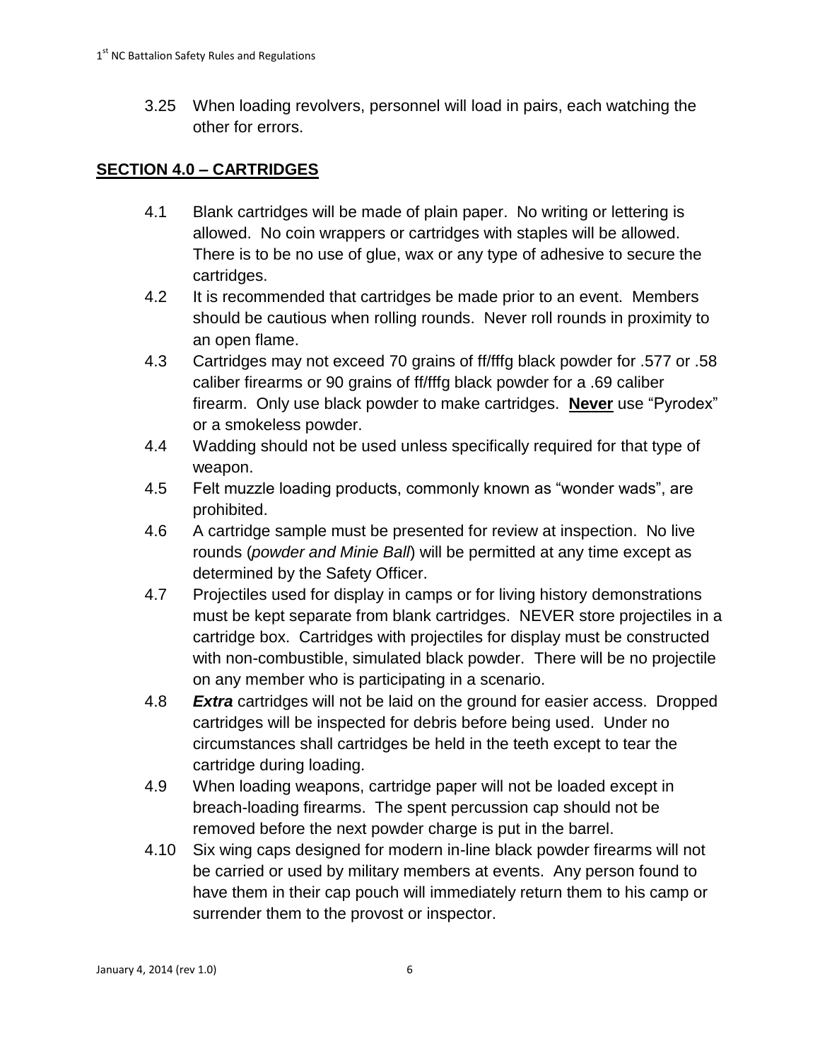3.25 When loading revolvers, personnel will load in pairs, each watching the other for errors.

## **SECTION 4.0 – CARTRIDGES**

4.1 Blank cartridges will be made of plain paper. No writing or lettering is allowed. No coin wrappers or cartridges with staples will be allowed. There is to be no use of glue, wax or any type of adhesive to secure the cartridges.

4.2 It is recommended that cartridges be made prior to an event. Members should be cautious when rolling rounds. Never roll rounds in proximity to an open flame.

4.3 Cartridges may not exceed 70 grains of ff/fffg black powder for .577 or .58 caliber firearms or 90 grains of ff/fffg black powder for a .69 caliber firearm. Only use black powder to make cartridges. **Never** use "Pyrodex" or a smokeless powder.

4.4 Wadding should not be used unless specifically required for that type of weapon.

4.5 Felt muzzle loading products, commonly known as "wonder wads", are prohibited.

4.6 A cartridge sample must be presented for review at inspection. No live rounds (*powder and Minie Ball*) will be permitted at any time except as determined by the Safety Officer.

4.7 Projectiles used for display in camps or for living history demonstrations must be kept separate from blank cartridges. NEVER store projectiles in a cartridge box. Cartridges with projectiles for display must be constructed with non-combustible, simulated black powder. There will be no projectile on any member who is participating in a scenario.

4.8 ***Extra*** cartridges will not be laid on the ground for easier access. Dropped cartridges will be inspected for debris before being used. Under no circumstances shall cartridges be held in the teeth except to tear the cartridge during loading.

4.9 When loading weapons, cartridge paper will not be loaded except in breach-loading firearms. The spent percussion cap should not be removed before the next powder charge is put in the barrel.

4.10 Six wing caps designed for modern in-line black powder firearms will not be carried or used by military members at events. Any person found to have them in their cap pouch will immediately return them to his camp or surrender them to the provost or inspector.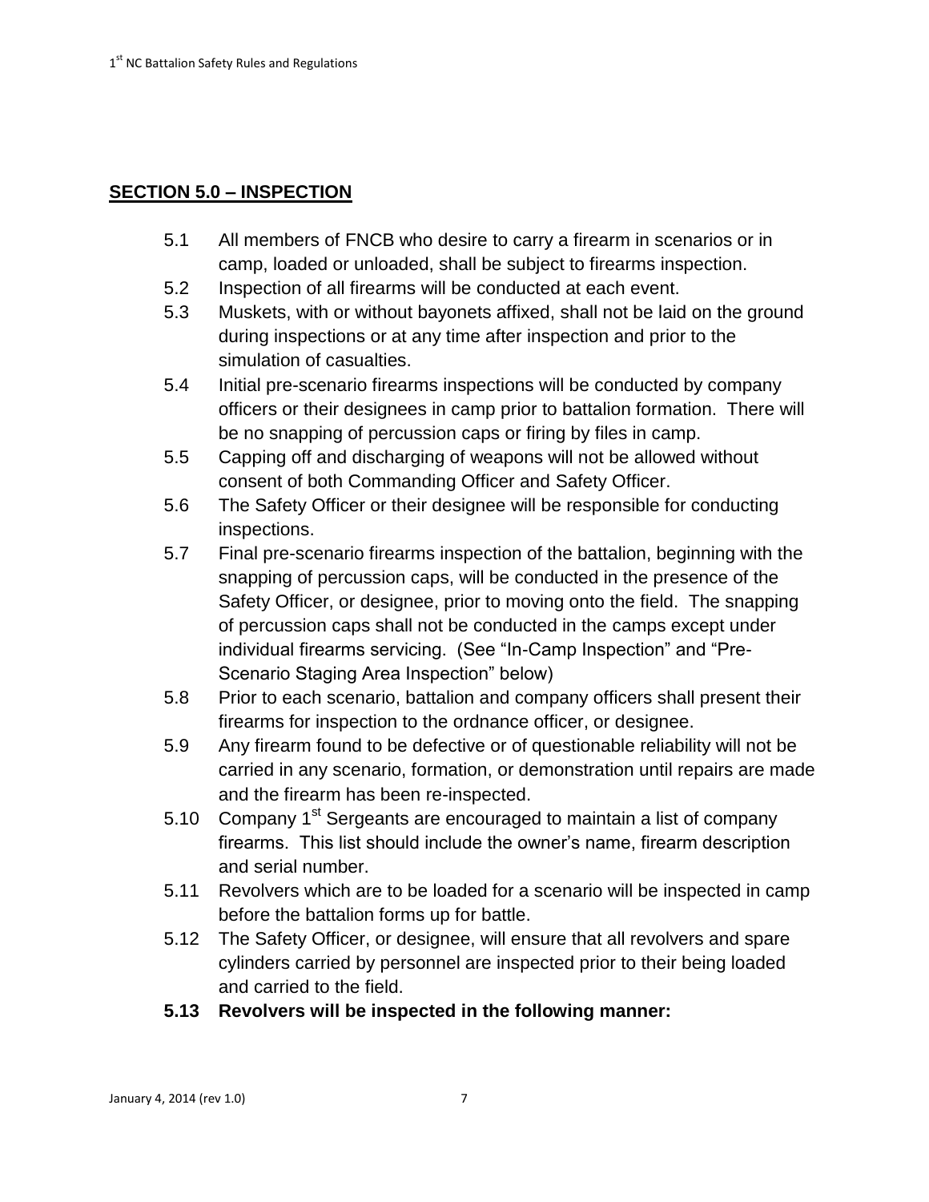## SECTION 5.0 – INSPECTION

5.1 All members of FNCB who desire to carry a firearm in scenarios or in camp, loaded or unloaded, shall be subject to firearms inspection.

5.2 Inspection of all firearms will be conducted at each event.

5.3 Muskets, with or without bayonets affixed, shall not be laid on the ground during inspections or at any time after inspection and prior to the simulation of casualties.

5.4 Initial pre-scenario firearms inspections will be conducted by company officers or their designees in camp prior to battalion formation. There will be no snapping of percussion caps or firing by files in camp.

5.5 Capping off and discharging of weapons will not be allowed without consent of both Commanding Officer and Safety Officer.

5.6 The Safety Officer or their designee will be responsible for conducting inspections.

5.7 Final pre-scenario firearms inspection of the battalion, beginning with the snapping of percussion caps, will be conducted in the presence of the Safety Officer, or designee, prior to moving onto the field. The snapping of percussion caps shall not be conducted in the camps except under individual firearms servicing. (See "In-Camp Inspection" and "Pre-Scenario Staging Area Inspection" below)

5.8 Prior to each scenario, battalion and company officers shall present their firearms for inspection to the ordnance officer, or designee.

5.9 Any firearm found to be defective or of questionable reliability will not be carried in any scenario, formation, or demonstration until repairs are made and the firearm has been re-inspected.

5.10 Company 1st Sergeants are encouraged to maintain a list of company firearms. This list should include the owner's name, firearm description and serial number.

5.11 Revolvers which are to be loaded for a scenario will be inspected in camp before the battalion forms up for battle.

5.12 The Safety Officer, or designee, will ensure that all revolvers and spare cylinders carried by personnel are inspected prior to their being loaded and carried to the field.

**5.13 Revolvers will be inspected in the following manner:**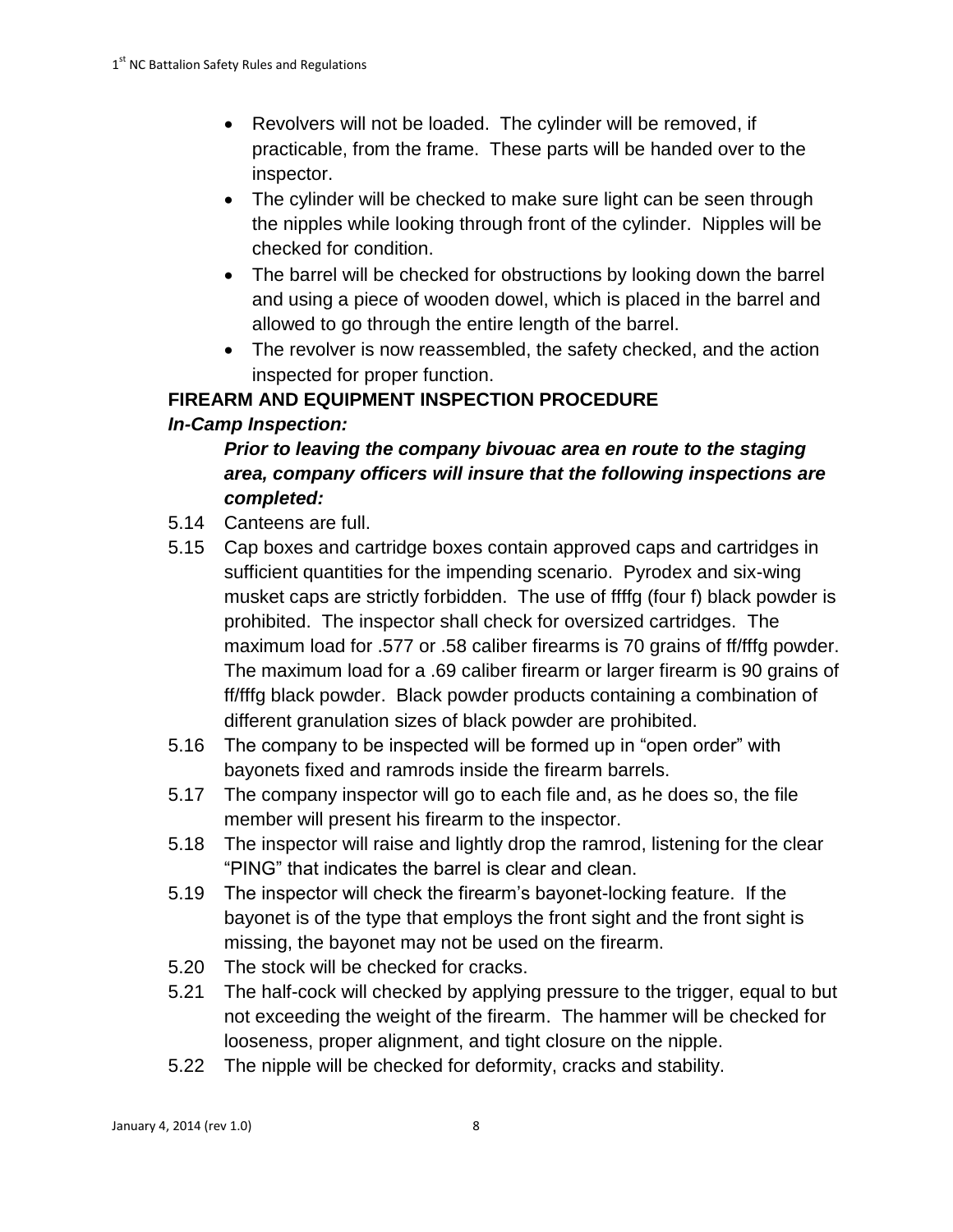- Revolvers will not be loaded. The cylinder will be removed, if practicable, from the frame. These parts will be handed over to the inspector.
- The cylinder will be checked to make sure light can be seen through the nipples while looking through front of the cylinder. Nipples will be checked for condition.
- The barrel will be checked for obstructions by looking down the barrel and using a piece of wooden dowel, which is placed in the barrel and allowed to go through the entire length of the barrel.
- The revolver is now reassembled, the safety checked, and the action inspected for proper function.

**FIREARM AND EQUIPMENT INSPECTION PROCEDURE**

***In-Camp Inspection:***

***Prior to leaving the company bivouac area en route to the staging area, company officers will insure that the following inspections are completed:***

5.14 Canteens are full.

5.15 Cap boxes and cartridge boxes contain approved caps and cartridges in sufficient quantities for the impending scenario. Pyrodex and six-wing musket caps are strictly forbidden. The use of ffffg (four f) black powder is prohibited. The inspector shall check for oversized cartridges. The maximum load for .577 or .58 caliber firearms is 70 grains of ff/fffg powder. The maximum load for a .69 caliber firearm or larger firearm is 90 grains of ff/fffg black powder. Black powder products containing a combination of different granulation sizes of black powder are prohibited.

5.16 The company to be inspected will be formed up in "open order" with bayonets fixed and ramrods inside the firearm barrels.

5.17 The company inspector will go to each file and, as he does so, the file member will present his firearm to the inspector.

5.18 The inspector will raise and lightly drop the ramrod, listening for the clear "PING" that indicates the barrel is clear and clean.

5.19 The inspector will check the firearm's bayonet-locking feature. If the bayonet is of the type that employs the front sight and the front sight is missing, the bayonet may not be used on the firearm.

5.20 The stock will be checked for cracks.

5.21 The half-cock will checked by applying pressure to the trigger, equal to but not exceeding the weight of the firearm. The hammer will be checked for looseness, proper alignment, and tight closure on the nipple.

5.22 The nipple will be checked for deformity, cracks and stability.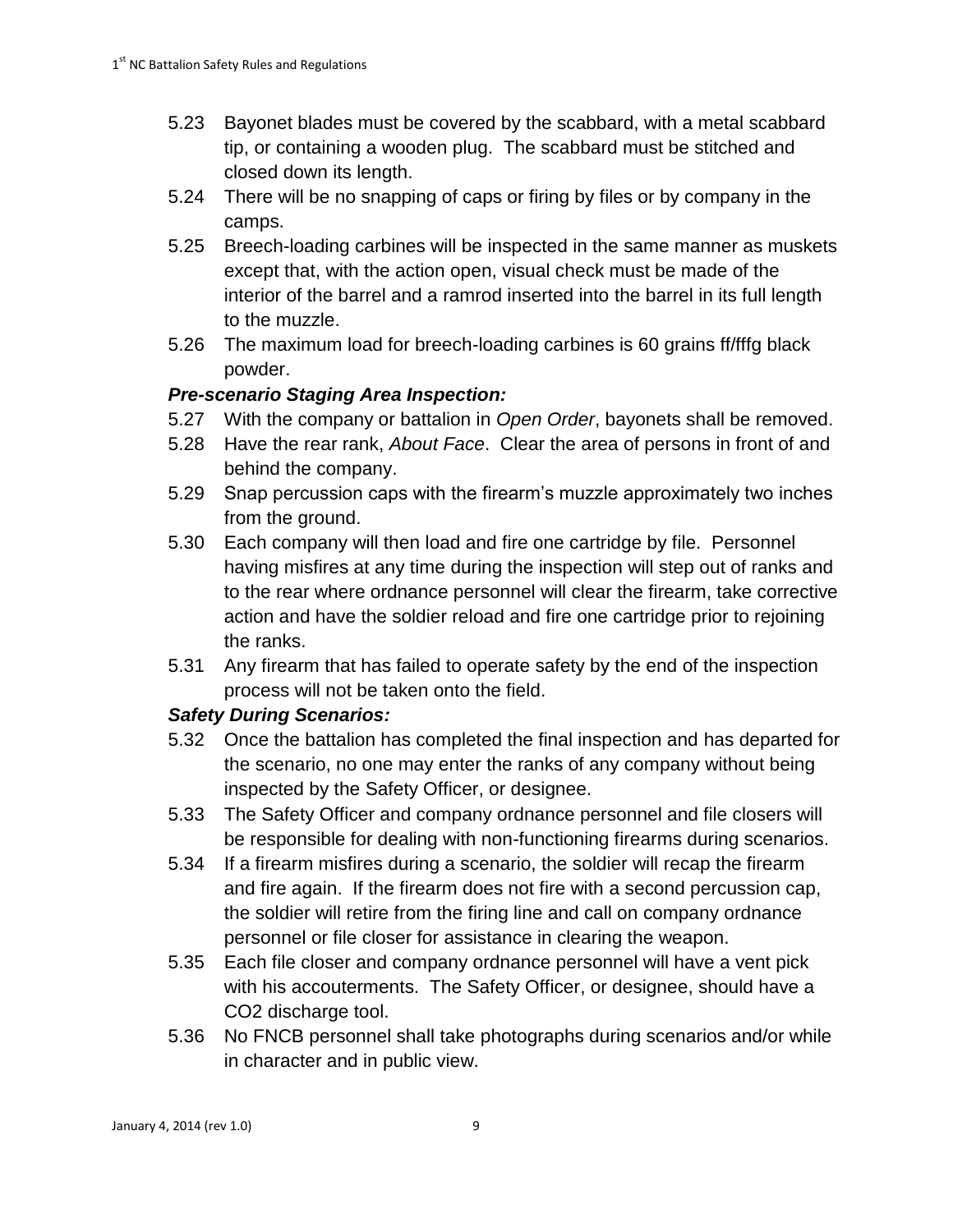5.23 Bayonet blades must be covered by the scabbard, with a metal scabbard tip, or containing a wooden plug. The scabbard must be stitched and closed down its length.

5.24 There will be no snapping of caps or firing by files or by company in the camps.

5.25 Breech-loading carbines will be inspected in the same manner as muskets except that, with the action open, visual check must be made of the interior of the barrel and a ramrod inserted into the barrel in its full length to the muzzle.

5.26 The maximum load for breech-loading carbines is 60 grains ff/fffg black powder.

***Pre-scenario Staging Area Inspection:***

5.27 With the company or battalion in *Open Order*, bayonets shall be removed.

5.28 Have the rear rank, *About Face*. Clear the area of persons in front of and behind the company.

5.29 Snap percussion caps with the firearm's muzzle approximately two inches from the ground.

5.30 Each company will then load and fire one cartridge by file. Personnel having misfires at any time during the inspection will step out of ranks and to the rear where ordnance personnel will clear the firearm, take corrective action and have the soldier reload and fire one cartridge prior to rejoining the ranks.

5.31 Any firearm that has failed to operate safety by the end of the inspection process will not be taken onto the field.

***Safety During Scenarios:***

5.32 Once the battalion has completed the final inspection and has departed for the scenario, no one may enter the ranks of any company without being inspected by the Safety Officer, or designee.

5.33 The Safety Officer and company ordnance personnel and file closers will be responsible for dealing with non-functioning firearms during scenarios.

5.34 If a firearm misfires during a scenario, the soldier will recap the firearm and fire again. If the firearm does not fire with a second percussion cap, the soldier will retire from the firing line and call on company ordnance personnel or file closer for assistance in clearing the weapon.

5.35 Each file closer and company ordnance personnel will have a vent pick with his accouterments. The Safety Officer, or designee, should have a $CO_2$ discharge tool.

5.36 No FNCB personnel shall take photographs during scenarios and/or while in character and in public view.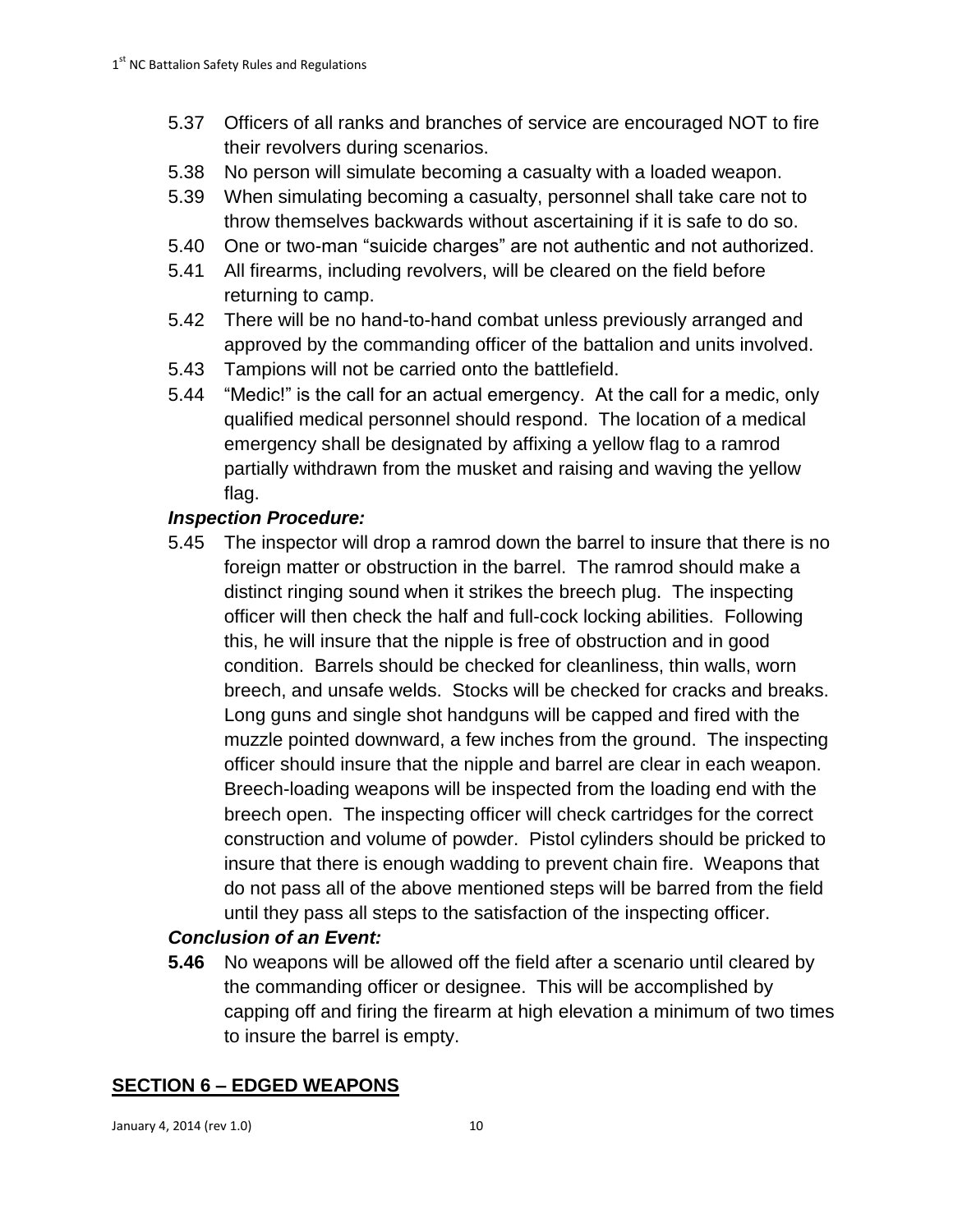5.37 Officers of all ranks and branches of service are encouraged NOT to fire their revolvers during scenarios.

5.38 No person will simulate becoming a casualty with a loaded weapon.

5.39 When simulating becoming a casualty, personnel shall take care not to throw themselves backwards without ascertaining if it is safe to do so.

5.40 One or two-man "suicide charges" are not authentic and not authorized.

5.41 All firearms, including revolvers, will be cleared on the field before returning to camp.

5.42 There will be no hand-to-hand combat unless previously arranged and approved by the commanding officer of the battalion and units involved.

5.43 Tampions will not be carried onto the battlefield.

5.44 "Medic!" is the call for an actual emergency. At the call for a medic, only qualified medical personnel should respond. The location of a medical emergency shall be designated by affixing a yellow flag to a ramrod partially withdrawn from the musket and raising and waving the yellow flag.

***Inspection Procedure:***

5.45 The inspector will drop a ramrod down the barrel to insure that there is no foreign matter or obstruction in the barrel. The ramrod should make a distinct ringing sound when it strikes the breech plug. The inspecting officer will then check the half and full-cock locking abilities. Following this, he will insure that the nipple is free of obstruction and in good condition. Barrels should be checked for cleanliness, thin walls, worn breech, and unsafe welds. Stocks will be checked for cracks and breaks. Long guns and single shot handguns will be capped and fired with the muzzle pointed downward, a few inches from the ground. The inspecting officer should insure that the nipple and barrel are clear in each weapon. Breech-loading weapons will be inspected from the loading end with the breech open. The inspecting officer will check cartridges for the correct construction and volume of powder. Pistol cylinders should be pricked to insure that there is enough wadding to prevent chain fire. Weapons that do not pass all of the above mentioned steps will be barred from the field until they pass all steps to the satisfaction of the inspecting officer.

***Conclusion of an Event:***

**5.46** No weapons will be allowed off the field after a scenario until cleared by the commanding officer or designee. This will be accomplished by capping off and firing the firearm at high elevation a minimum of two times to insure the barrel is empty.

## SECTION 6 – EDGED WEAPONS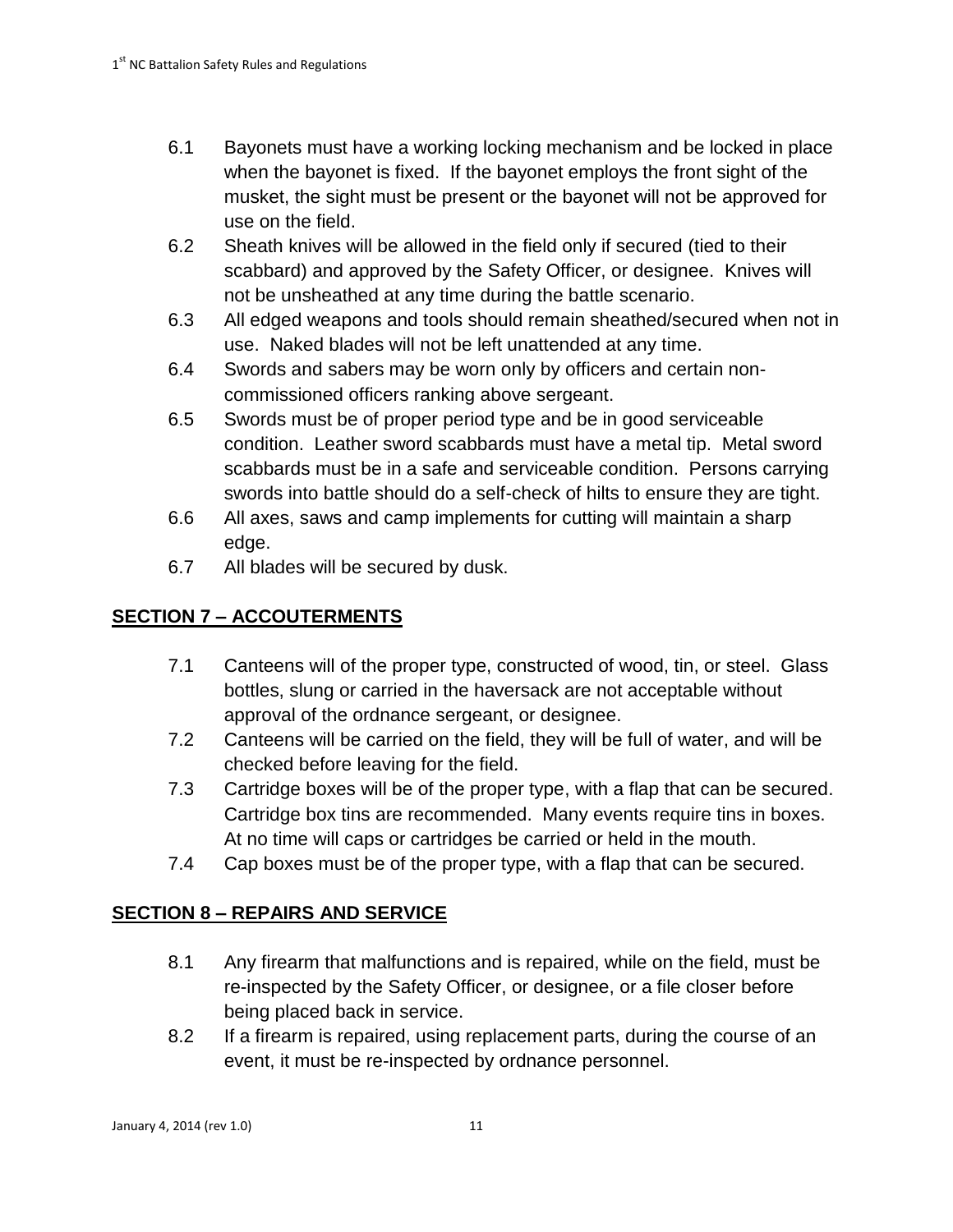6.1 Bayonets must have a working locking mechanism and be locked in place when the bayonet is fixed. If the bayonet employs the front sight of the musket, the sight must be present or the bayonet will not be approved for use on the field.

6.2 Sheath knives will be allowed in the field only if secured (tied to their scabbard) and approved by the Safety Officer, or designee. Knives will not be unsheathed at any time during the battle scenario.

6.3 All edged weapons and tools should remain sheathed/secured when not in use. Naked blades will not be left unattended at any time.

6.4 Swords and sabers may be worn only by officers and certain non-commissioned officers ranking above sergeant.

6.5 Swords must be of proper period type and be in good serviceable condition. Leather sword scabbards must have a metal tip. Metal sword scabbards must be in a safe and serviceable condition. Persons carrying swords into battle should do a self-check of hilts to ensure they are tight.

6.6 All axes, saws and camp implements for cutting will maintain a sharp edge.

6.7 All blades will be secured by dusk.

## SECTION 7 – ACCOUTERMENTS

7.1 Canteens will of the proper type, constructed of wood, tin, or steel. Glass bottles, slung or carried in the haversack are not acceptable without approval of the ordnance sergeant, or designee.

7.2 Canteens will be carried on the field, they will be full of water, and will be checked before leaving for the field.

7.3 Cartridge boxes will be of the proper type, with a flap that can be secured. Cartridge box tins are recommended. Many events require tins in boxes. At no time will caps or cartridges be carried or held in the mouth.

7.4 Cap boxes must be of the proper type, with a flap that can be secured.

## SECTION 8 – REPAIRS AND SERVICE

8.1 Any firearm that malfunctions and is repaired, while on the field, must be re-inspected by the Safety Officer, or designee, or a file closer before being placed back in service.

8.2 If a firearm is repaired, using replacement parts, during the course of an event, it must be re-inspected by ordnance personnel.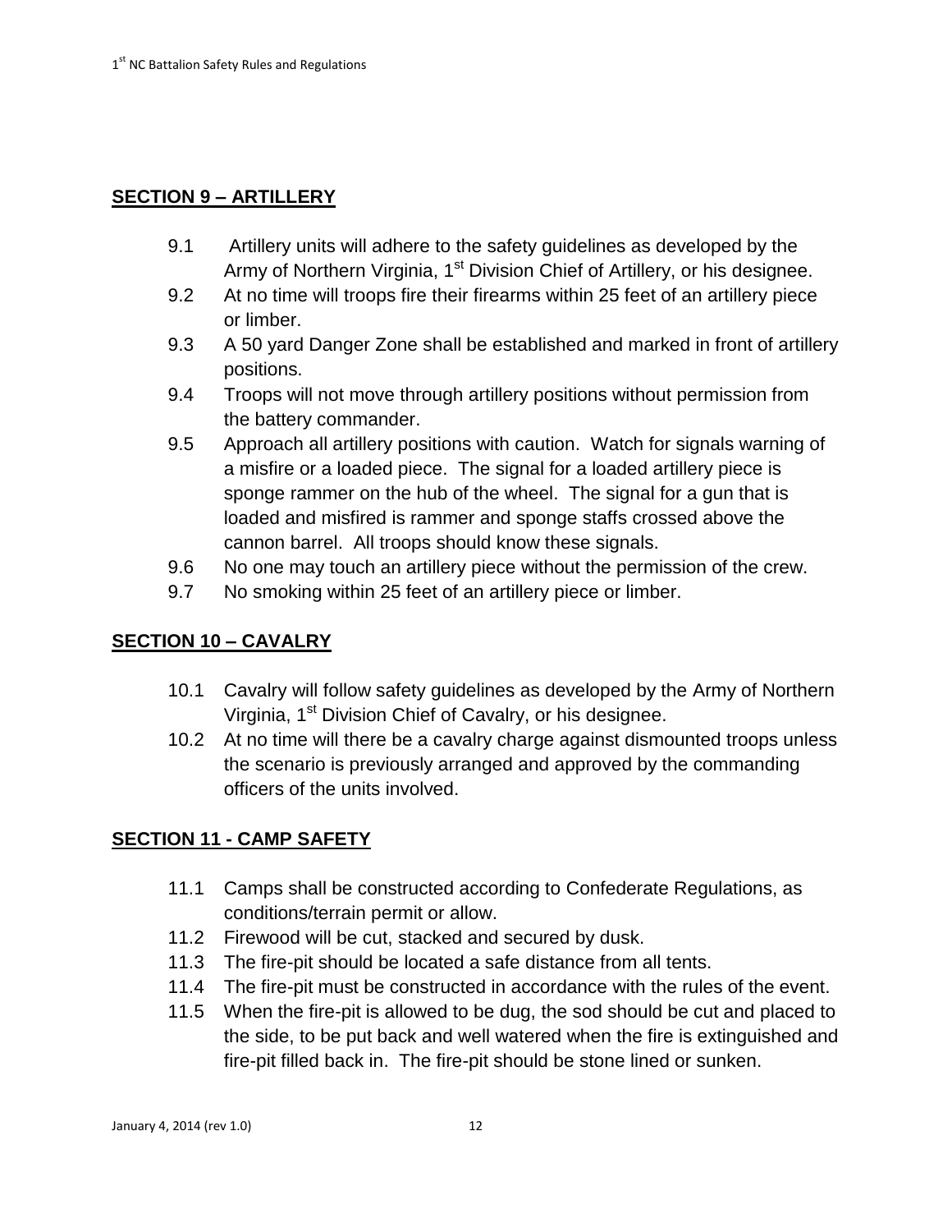## **SECTION 9 – ARTILLERY**

9.1 Artillery units will adhere to the safety guidelines as developed by the Army of Northern Virginia, 1st Division Chief of Artillery, or his designee.

9.2 At no time will troops fire their firearms within 25 feet of an artillery piece or limber.

9.3 A 50 yard Danger Zone shall be established and marked in front of artillery positions.

9.4 Troops will not move through artillery positions without permission from the battery commander.

9.5 Approach all artillery positions with caution. Watch for signals warning of a misfire or a loaded piece. The signal for a loaded artillery piece is sponge rammer on the hub of the wheel. The signal for a gun that is loaded and misfired is rammer and sponge staffs crossed above the cannon barrel. All troops should know these signals.

9.6 No one may touch an artillery piece without the permission of the crew.

9.7 No smoking within 25 feet of an artillery piece or limber.

## **SECTION 10 – CAVALRY**

10.1 Cavalry will follow safety guidelines as developed by the Army of Northern Virginia, 1st Division Chief of Cavalry, or his designee.

10.2 At no time will there be a cavalry charge against dismounted troops unless the scenario is previously arranged and approved by the commanding officers of the units involved.

## **SECTION 11 - CAMP SAFETY**

11.1 Camps shall be constructed according to Confederate Regulations, as conditions/terrain permit or allow.

11.2 Firewood will be cut, stacked and secured by dusk.

11.3 The fire-pit should be located a safe distance from all tents.

11.4 The fire-pit must be constructed in accordance with the rules of the event.

11.5 When the fire-pit is allowed to be dug, the sod should be cut and placed to the side, to be put back and well watered when the fire is extinguished and fire-pit filled back in. The fire-pit should be stone lined or sunken.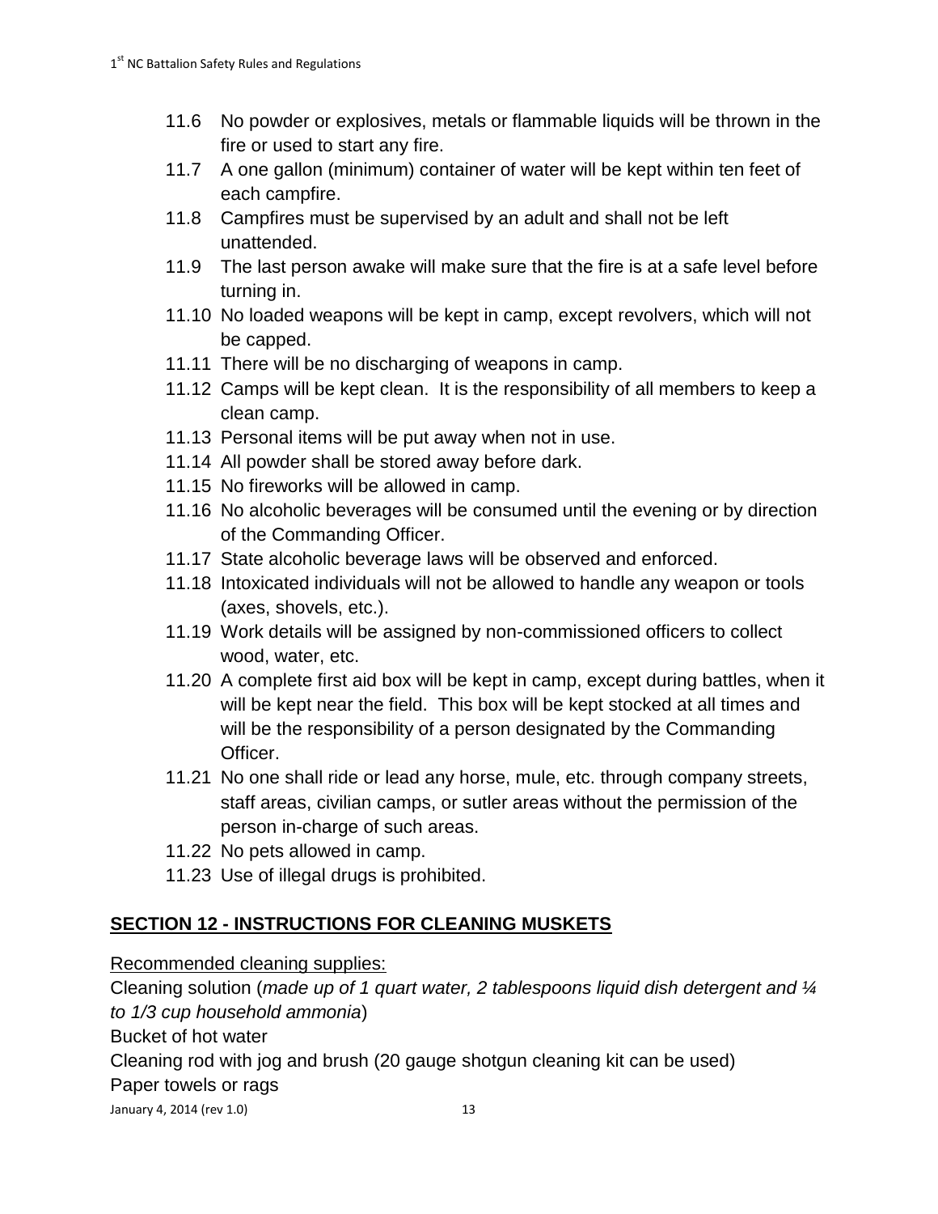11.6 No powder or explosives, metals or flammable liquids will be thrown in the fire or used to start any fire.

11.7 A one gallon (minimum) container of water will be kept within ten feet of each campfire.

11.8 Campfires must be supervised by an adult and shall not be left unattended.

11.9 The last person awake will make sure that the fire is at a safe level before turning in.

11.10 No loaded weapons will be kept in camp, except revolvers, which will not be capped.

11.11 There will be no discharging of weapons in camp.

11.12 Camps will be kept clean. It is the responsibility of all members to keep a clean camp.

11.13 Personal items will be put away when not in use.

11.14 All powder shall be stored away before dark.

11.15 No fireworks will be allowed in camp.

11.16 No alcoholic beverages will be consumed until the evening or by direction of the Commanding Officer.

11.17 State alcoholic beverage laws will be observed and enforced.

11.18 Intoxicated individuals will not be allowed to handle any weapon or tools (axes, shovels, etc.).

11.19 Work details will be assigned by non-commissioned officers to collect wood, water, etc.

11.20 A complete first aid box will be kept in camp, except during battles, when it will be kept near the field. This box will be kept stocked at all times and will be the responsibility of a person designated by the Commanding Officer.

11.21 No one shall ride or lead any horse, mule, etc. through company streets, staff areas, civilian camps, or sutler areas without the permission of the person in-charge of such areas.

11.22 No pets allowed in camp.

11.23 Use of illegal drugs is prohibited.

## SECTION 12 - INSTRUCTIONS FOR CLEANING MUSKETS

Recommended cleaning supplies:

Cleaning solution (*made up of 1 quart water, 2 tablespoons liquid dish detergent and ¼ to 1/3 cup household ammonia*)

Bucket of hot water

Cleaning rod with jog and brush (20 gauge shotgun cleaning kit can be used)

Paper towels or rags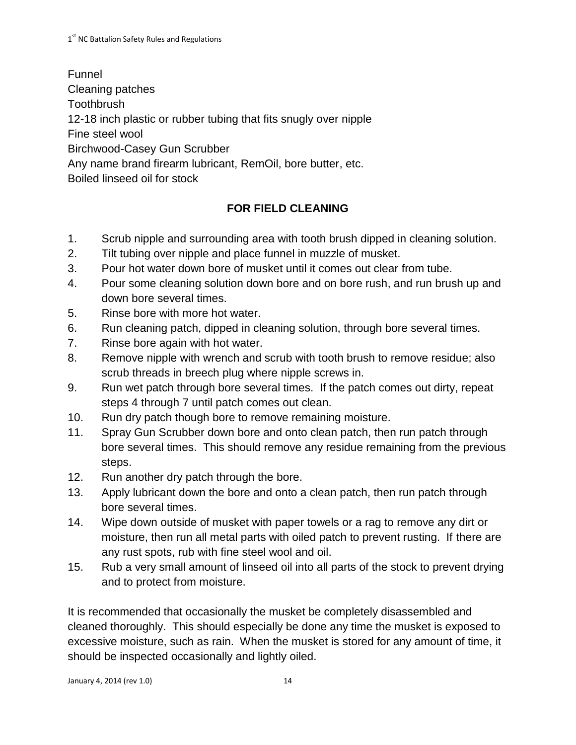Funnel
Cleaning patches
Toothbrush
12-18 inch plastic or rubber tubing that fits snugly over nipple
Fine steel wool
Birchwood-Casey Gun Scrubber
Any name brand firearm lubricant, RemOil, bore butter, etc.
Boiled linseed oil for stock

**FOR FIELD CLEANING**

1. Scrub nipple and surrounding area with tooth brush dipped in cleaning solution.
2. Tilt tubing over nipple and place funnel in muzzle of musket.
3. Pour hot water down bore of musket until it comes out clear from tube.
4. Pour some cleaning solution down bore and on bore rush, and run brush up and down bore several times.
5. Rinse bore with more hot water.
6. Run cleaning patch, dipped in cleaning solution, through bore several times.
7. Rinse bore again with hot water.
8. Remove nipple with wrench and scrub with tooth brush to remove residue; also scrub threads in breech plug where nipple screws in.
9. Run wet patch through bore several times. If the patch comes out dirty, repeat steps 4 through 7 until patch comes out clean.
10. Run dry patch though bore to remove remaining moisture.
11. Spray Gun Scrubber down bore and onto clean patch, then run patch through bore several times. This should remove any residue remaining from the previous steps.
12. Run another dry patch through the bore.
13. Apply lubricant down the bore and onto a clean patch, then run patch through bore several times.
14. Wipe down outside of musket with paper towels or a rag to remove any dirt or moisture, then run all metal parts with oiled patch to prevent rusting. If there are any rust spots, rub with fine steel wool and oil.
15. Rub a very small amount of linseed oil into all parts of the stock to prevent drying and to protect from moisture.

It is recommended that occasionally the musket be completely disassembled and cleaned thoroughly. This should especially be done any time the musket is exposed to excessive moisture, such as rain. When the musket is stored for any amount of time, it should be inspected occasionally and lightly oiled.